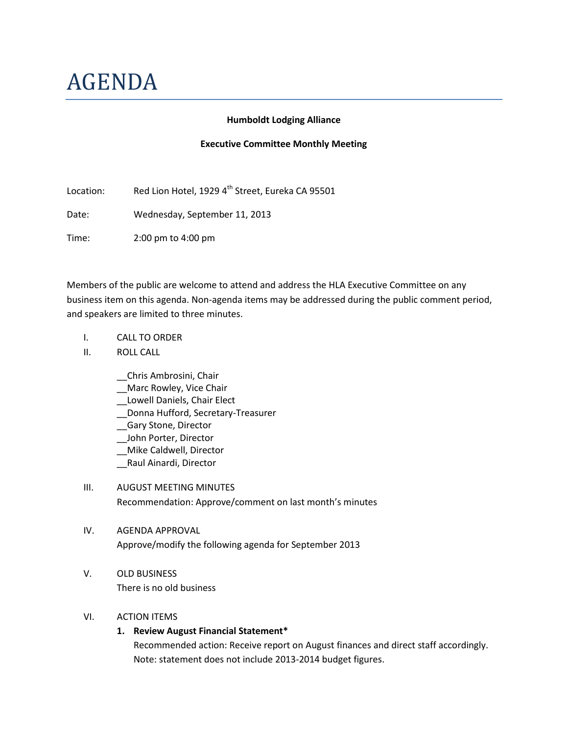# AGENDA

**Humboldt Lodging Alliance**

**Executive Committee Monthly Meeting**

Location: Red Lion Hotel, 1929 4th Street, Eureka CA 95501

Date: Wednesday, September 11, 2013

Time: 2:00 pm to 4:00 pm

Members of the public are welcome to attend and address the HLA Executive Committee on any business item on this agenda. Non-agenda items may be addressed during the public comment period, and speakers are limited to three minutes.

I. CALL TO ORDER

II. ROLL CALL

__Chris Ambrosini, Chair
__Marc Rowley, Vice Chair
__Lowell Daniels, Chair Elect
__Donna Hufford, Secretary-Treasurer
__Gary Stone, Director
__John Porter, Director
__Mike Caldwell, Director
__Raul Ainardi, Director

III. AUGUST MEETING MINUTES
Recommendation: Approve/comment on last month's minutes

IV. AGENDA APPROVAL
Approve/modify the following agenda for September 2013

V. OLD BUSINESS
There is no old business

VI. ACTION ITEMS

1. **Review August Financial Statement***
   Recommended action: Receive report on August finances and direct staff accordingly. Note: statement does not include 2013-2014 budget figures.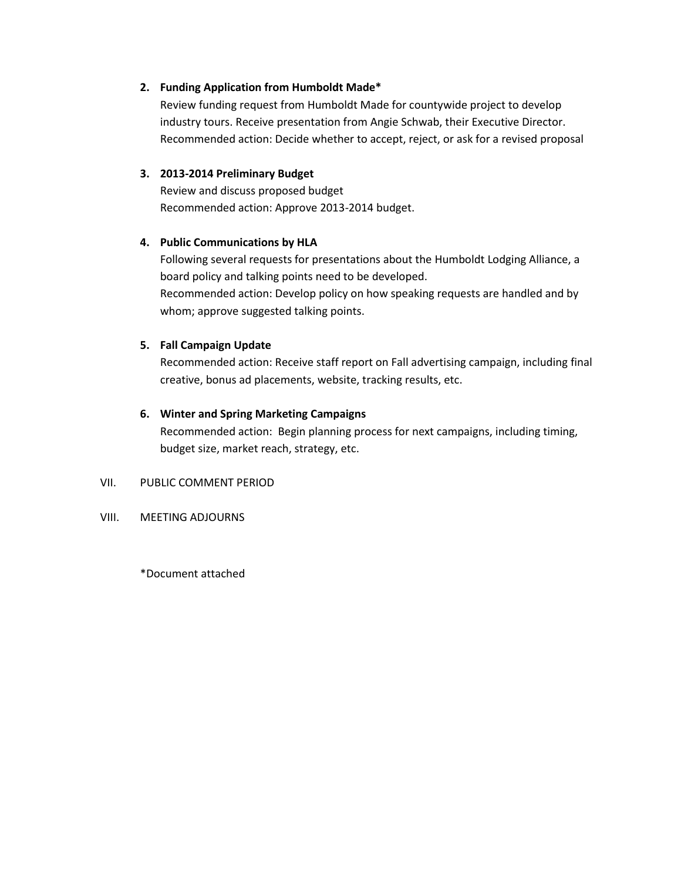2. **Funding Application from Humboldt Made***
   Review funding request from Humboldt Made for countywide project to develop industry tours. Receive presentation from Angie Schwab, their Executive Director.
   Recommended action: Decide whether to accept, reject, or ask for a revised proposal

3. **2013-2014 Preliminary Budget**
   Review and discuss proposed budget
   Recommended action: Approve 2013-2014 budget.

4. **Public Communications by HLA**
   Following several requests for presentations about the Humboldt Lodging Alliance, a board policy and talking points need to be developed.
   Recommended action: Develop policy on how speaking requests are handled and by whom; approve suggested talking points.

5. **Fall Campaign Update**
   Recommended action: Receive staff report on Fall advertising campaign, including final creative, bonus ad placements, website, tracking results, etc.

6. **Winter and Spring Marketing Campaigns**
   Recommended action: Begin planning process for next campaigns, including timing, budget size, market reach, strategy, etc.

VII. PUBLIC COMMENT PERIOD

VIII. MEETING ADJOURNS

*Document attached